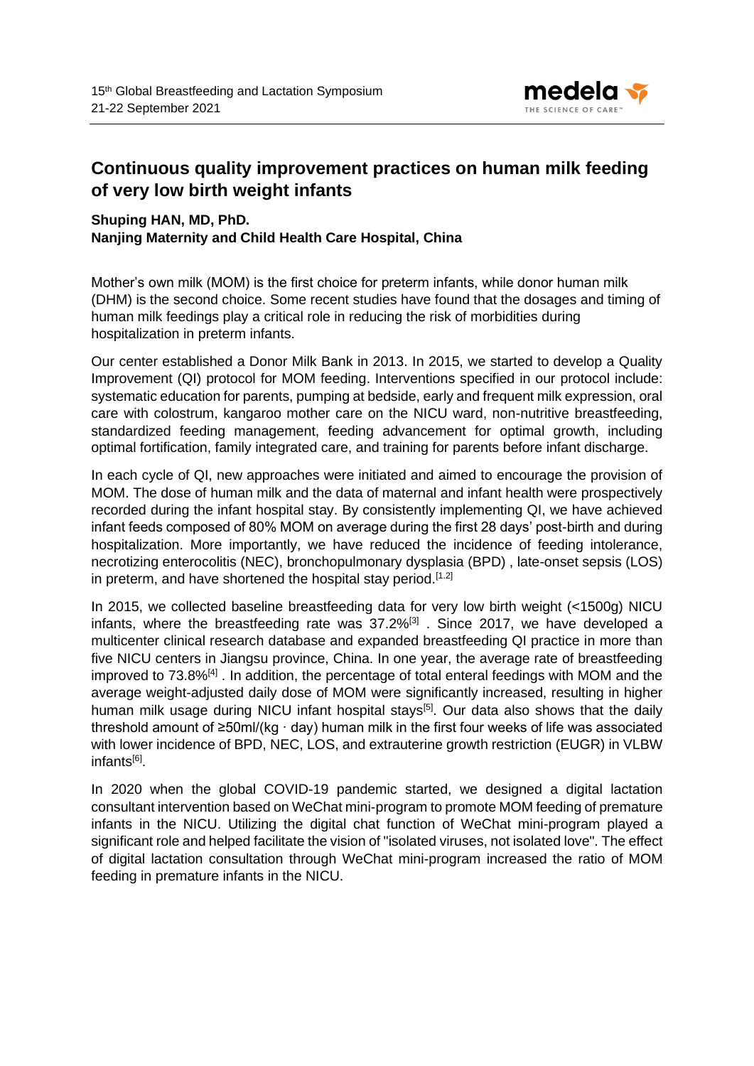# Continuous quality improvement practices on human milk feeding of very low birth weight infants

**Shuping HAN, MD, PhD.**
**Nanjing Maternity and Child Health Care Hospital, China**

Mother's own milk (MOM) is the first choice for preterm infants, while donor human milk (DHM) is the second choice. Some recent studies have found that the dosages and timing of human milk feedings play a critical role in reducing the risk of morbidities during hospitalization in preterm infants.

Our center established a Donor Milk Bank in 2013. In 2015, we started to develop a Quality Improvement (QI) protocol for MOM feeding. Interventions specified in our protocol include: systematic education for parents, pumping at bedside, early and frequent milk expression, oral care with colostrum, kangaroo mother care on the NICU ward, non-nutritive breastfeeding, standardized feeding management, feeding advancement for optimal growth, including optimal fortification, family integrated care, and training for parents before infant discharge.

In each cycle of QI, new approaches were initiated and aimed to encourage the provision of MOM. The dose of human milk and the data of maternal and infant health were prospectively recorded during the infant hospital stay. By consistently implementing QI, we have achieved infant feeds composed of 80% MOM on average during the first 28 days' post-birth and during hospitalization. More importantly, we have reduced the incidence of feeding intolerance, necrotizing enterocolitis (NEC), bronchopulmonary dysplasia (BPD) , late-onset sepsis (LOS) in preterm, and have shortened the hospital stay period.[1,2]

In 2015, we collected baseline breastfeeding data for very low birth weight (<1500g) NICU infants, where the breastfeeding rate was 37.2%[3] . Since 2017, we have developed a multicenter clinical research database and expanded breastfeeding QI practice in more than five NICU centers in Jiangsu province, China. In one year, the average rate of breastfeeding improved to 73.8%[4] . In addition, the percentage of total enteral feedings with MOM and the average weight-adjusted daily dose of MOM were significantly increased, resulting in higher human milk usage during NICU infant hospital stays[5]. Our data also shows that the daily threshold amount of ≥50ml/(kg · day) human milk in the first four weeks of life was associated with lower incidence of BPD, NEC, LOS, and extrauterine growth restriction (EUGR) in VLBW infants[6].

In 2020 when the global COVID-19 pandemic started, we designed a digital lactation consultant intervention based on WeChat mini-program to promote MOM feeding of premature infants in the NICU. Utilizing the digital chat function of WeChat mini-program played a significant role and helped facilitate the vision of "isolated viruses, not isolated love". The effect of digital lactation consultation through WeChat mini-program increased the ratio of MOM feeding in premature infants in the NICU.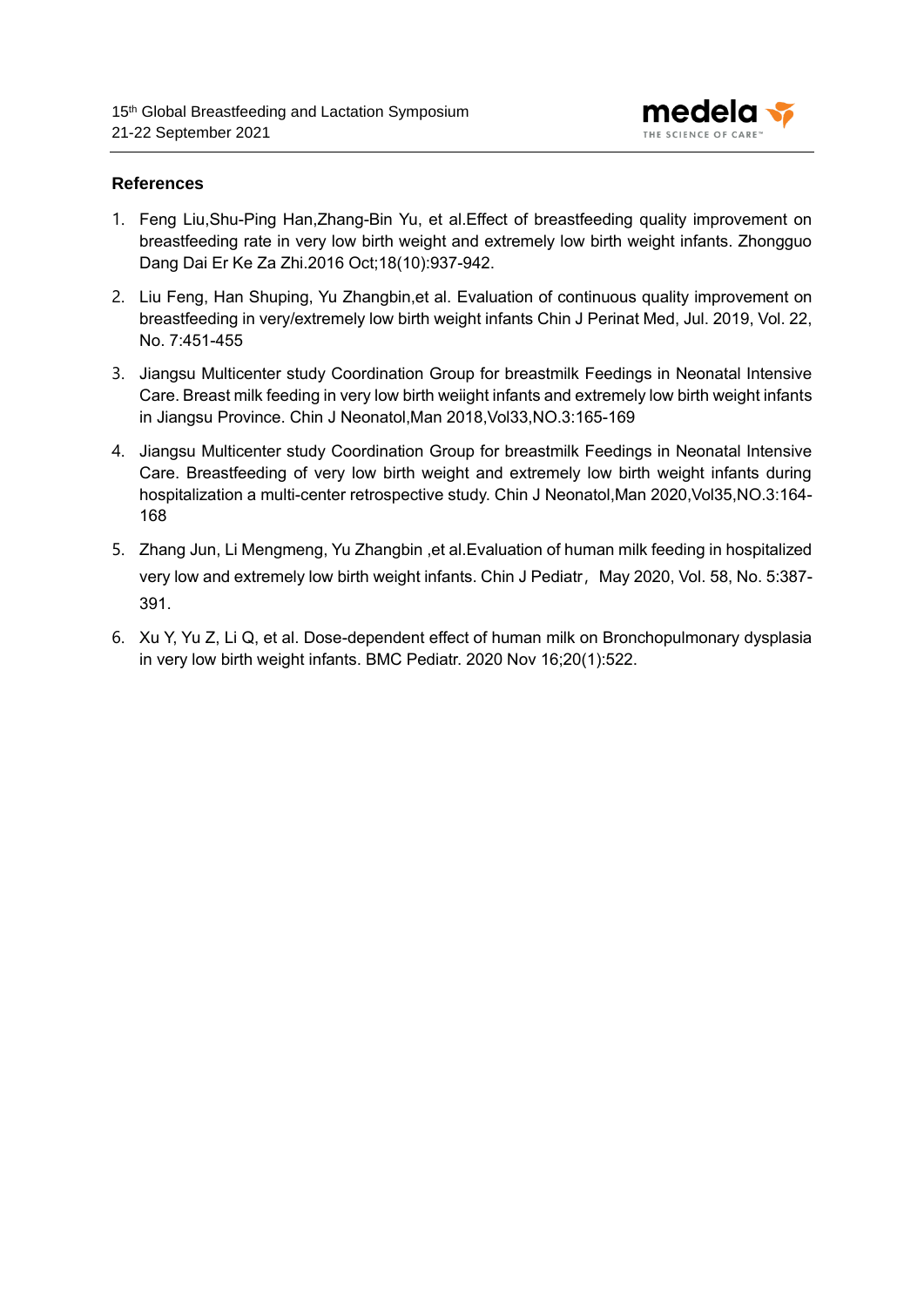**References**

1. Feng Liu,Shu-Ping Han,Zhang-Bin Yu, et al.Effect of breastfeeding quality improvement on breastfeeding rate in very low birth weight and extremely low birth weight infants. Zhongguo Dang Dai Er Ke Za Zhi.2016 Oct;18(10):937-942.
2. Liu Feng, Han Shuping, Yu Zhangbin,et al. Evaluation of continuous quality improvement on breastfeeding in very/extremely low birth weight infants Chin J Perinat Med, Jul. 2019, Vol. 22, No. 7:451-455
3. Jiangsu Multicenter study Coordination Group for breastmilk Feedings in Neonatal Intensive Care. Breast milk feeding in very low birth weiight infants and extremely low birth weight infants in Jiangsu Province. Chin J Neonatol,Man 2018,Vol33,NO.3:165-169
4. Jiangsu Multicenter study Coordination Group for breastmilk Feedings in Neonatal Intensive Care. Breastfeeding of very low birth weight and extremely low birth weight infants during hospitalization a multi-center retrospective study. Chin J Neonatol,Man 2020,Vol35,NO.3:164-168
5. Zhang Jun, Li Mengmeng, Yu Zhangbin ,et al.Evaluation of human milk feeding in hospitalized very low and extremely low birth weight infants. Chin J Pediatr，May 2020, Vol. 58, No. 5:387-391.
6. Xu Y, Yu Z, Li Q, et al. Dose-dependent effect of human milk on Bronchopulmonary dysplasia in very low birth weight infants. BMC Pediatr. 2020 Nov 16;20(1):522.